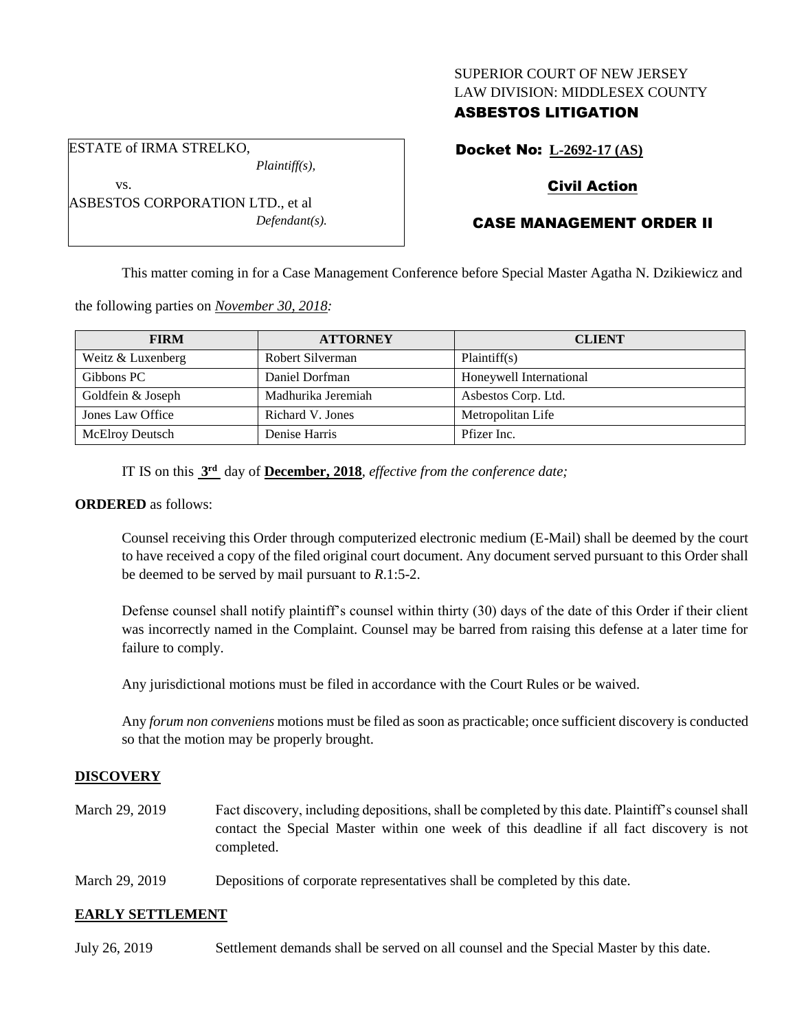SUPERIOR COURT OF NEW JERSEY
LAW DIVISION: MIDDLESEX COUNTY
**ASBESTOS LITIGATION**

ESTATE of IRMA STRELKO,
*Plaintiff(s),*
vs.
ASBESTOS CORPORATION LTD., et al
*Defendant(s).*

**Docket No: L-2692-17 (AS)**

**Civil Action**

**CASE MANAGEMENT ORDER II**

This matter coming in for a Case Management Conference before Special Master Agatha N. Dzikiewicz and the following parties on *November 30, 2018:*

| FIRM | ATTORNEY | CLIENT |
|---|---|---|
| Weitz & Luxenberg | Robert Silverman | Plaintiff(s) |
| Gibbons PC | Daniel Dorfman | Honeywell International |
| Goldfein & Joseph | Madhurika Jeremiah | Asbestos Corp. Ltd. |
| Jones Law Office | Richard V. Jones | Metropolitan Life |
| McElroy Deutsch | Denise Harris | Pfizer Inc. |

IT IS on this **3rd** day of **December, 2018**, *effective from the conference date;*

**ORDERED** as follows:

Counsel receiving this Order through computerized electronic medium (E-Mail) shall be deemed by the court to have received a copy of the filed original court document. Any document served pursuant to this Order shall be deemed to be served by mail pursuant to *R*.1:5-2.

Defense counsel shall notify plaintiff's counsel within thirty (30) days of the date of this Order if their client was incorrectly named in the Complaint. Counsel may be barred from raising this defense at a later time for failure to comply.

Any jurisdictional motions must be filed in accordance with the Court Rules or be waived.

Any *forum non conveniens* motions must be filed as soon as practicable; once sufficient discovery is conducted so that the motion may be properly brought.

**DISCOVERY**

March 29, 2019 — Fact discovery, including depositions, shall be completed by this date. Plaintiff's counsel shall contact the Special Master within one week of this deadline if all fact discovery is not completed.

March 29, 2019 — Depositions of corporate representatives shall be completed by this date.

**EARLY SETTLEMENT**

July 26, 2019 — Settlement demands shall be served on all counsel and the Special Master by this date.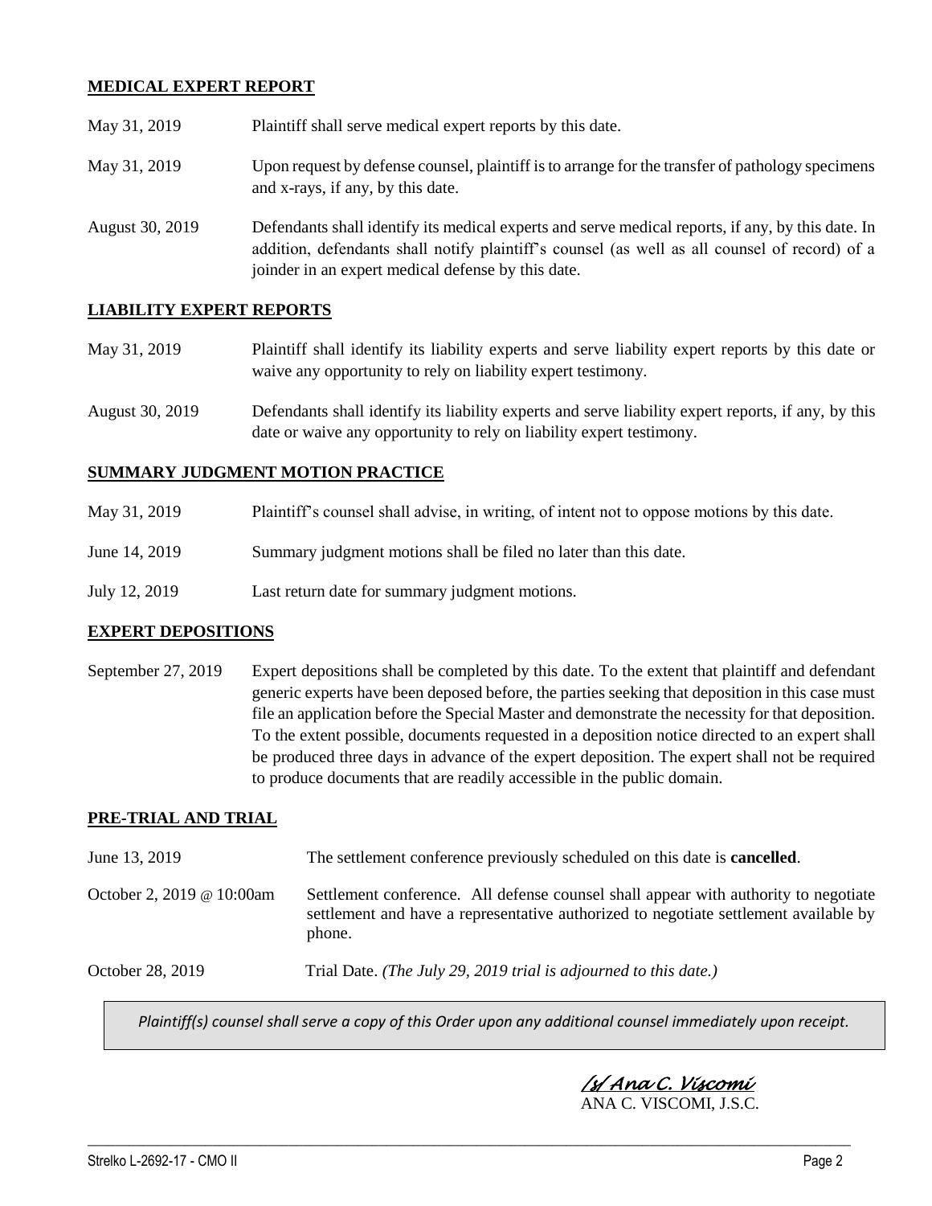## MEDICAL EXPERT REPORT

| | |
|---|---|
| May 31, 2019 | Plaintiff shall serve medical expert reports by this date. |
| May 31, 2019 | Upon request by defense counsel, plaintiff is to arrange for the transfer of pathology specimens and x-rays, if any, by this date. |
| August 30, 2019 | Defendants shall identify its medical experts and serve medical reports, if any, by this date. In addition, defendants shall notify plaintiff's counsel (as well as all counsel of record) of a joinder in an expert medical defense by this date. |

## LIABILITY EXPERT REPORTS

| | |
|---|---|
| May 31, 2019 | Plaintiff shall identify its liability experts and serve liability expert reports by this date or waive any opportunity to rely on liability expert testimony. |
| August 30, 2019 | Defendants shall identify its liability experts and serve liability expert reports, if any, by this date or waive any opportunity to rely on liability expert testimony. |

## SUMMARY JUDGMENT MOTION PRACTICE

| | |
|---|---|
| May 31, 2019 | Plaintiff's counsel shall advise, in writing, of intent not to oppose motions by this date. |
| June 14, 2019 | Summary judgment motions shall be filed no later than this date. |
| July 12, 2019 | Last return date for summary judgment motions. |

## EXPERT DEPOSITIONS

| | |
|---|---|
| September 27, 2019 | Expert depositions shall be completed by this date. To the extent that plaintiff and defendant generic experts have been deposed before, the parties seeking that deposition in this case must file an application before the Special Master and demonstrate the necessity for that deposition. To the extent possible, documents requested in a deposition notice directed to an expert shall be produced three days in advance of the expert deposition. The expert shall not be required to produce documents that are readily accessible in the public domain. |

## PRE-TRIAL AND TRIAL

| | |
|---|---|
| June 13, 2019 | The settlement conference previously scheduled on this date is **cancelled**. |
| October 2, 2019 @ 10:00am | Settlement conference. All defense counsel shall appear with authority to negotiate settlement and have a representative authorized to negotiate settlement available by phone. |
| October 28, 2019 | Trial Date. *(The July 29, 2019 trial is adjourned to this date.)* |

*Plaintiff(s) counsel shall serve a copy of this Order upon any additional counsel immediately upon receipt.*

*/s/ Ana C. Viscomi*
ANA C. VISCOMI, J.S.C.

Strelko L-2692-17 - CMO II